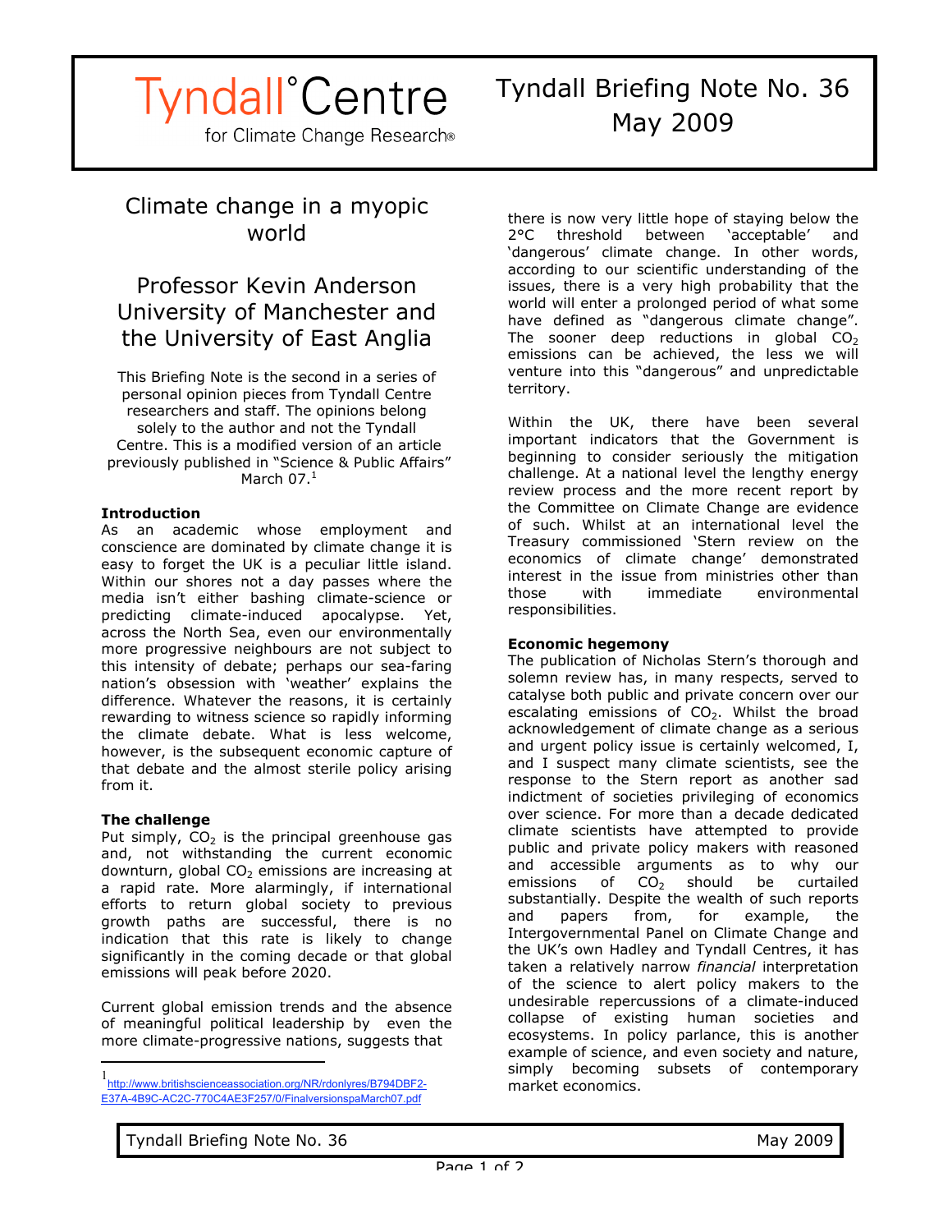Tyndall°Centre for Climate Change Research

Tyndall Briefing Note No. 36
May 2009

# Climate change in a myopic world

## Professor Kevin Anderson University of Manchester and the University of East Anglia

This Briefing Note is the second in a series of personal opinion pieces from Tyndall Centre researchers and staff. The opinions belong solely to the author and not the Tyndall Centre. This is a modified version of an article previously published in "Science & Public Affairs" March 07.[1]

**Introduction**

As an academic whose employment and conscience are dominated by climate change it is easy to forget the UK is a peculiar little island. Within our shores not a day passes where the media isn't either bashing climate-science or predicting climate-induced apocalypse. Yet, across the North Sea, even our environmentally more progressive neighbours are not subject to this intensity of debate; perhaps our sea-faring nation's obsession with 'weather' explains the difference. Whatever the reasons, it is certainly rewarding to witness science so rapidly informing the climate debate. What is less welcome, however, is the subsequent economic capture of that debate and the almost sterile policy arising from it.

**The challenge**

Put simply, $CO_2$ is the principal greenhouse gas and, not withstanding the current economic downturn, global $CO_2$ emissions are increasing at a rapid rate. More alarmingly, if international efforts to return global society to previous growth paths are successful, there is no indication that this rate is likely to change significantly in the coming decade or that global emissions will peak before 2020.

Current global emission trends and the absence of meaningful political leadership by even the more climate-progressive nations, suggests that there is now very little hope of staying below the 2°C threshold between 'acceptable' and 'dangerous' climate change. In other words, according to our scientific understanding of the issues, there is a very high probability that the world will enter a prolonged period of what some have defined as "dangerous climate change". The sooner deep reductions in global $CO_2$ emissions can be achieved, the less we will venture into this "dangerous" and unpredictable territory.

Within the UK, there have been several important indicators that the Government is beginning to consider seriously the mitigation challenge. At a national level the lengthy energy review process and the more recent report by the Committee on Climate Change are evidence of such. Whilst at an international level the Treasury commissioned 'Stern review on the economics of climate change' demonstrated interest in the issue from ministries other than those with immediate environmental responsibilities.

**Economic hegemony**

The publication of Nicholas Stern's thorough and solemn review has, in many respects, served to catalyse both public and private concern over our escalating emissions of $CO_2$. Whilst the broad acknowledgement of climate change as a serious and urgent policy issue is certainly welcomed, I, and I suspect many climate scientists, see the response to the Stern report as another sad indictment of societies privileging of economics over science. For more than a decade dedicated climate scientists have attempted to provide public and private policy makers with reasoned and accessible arguments as to why our emissions of $CO_2$ should be curtailed substantially. Despite the wealth of such reports and papers from, for example, the Intergovernmental Panel on Climate Change and the UK's own Hadley and Tyndall Centres, it has taken a relatively narrow *financial* interpretation of the science to alert policy makers to the undesirable repercussions of a climate-induced collapse of existing human societies and ecosystems. In policy parlance, this is another example of science, and even society and nature, simply becoming subsets of contemporary market economics.

[1] http://www.britishscienceassociation.org/NR/rdonlyres/B794DBF2-E37A-4B9C-AC2C-770C4AE3F257/0/FinalversionspaMarch07.pdf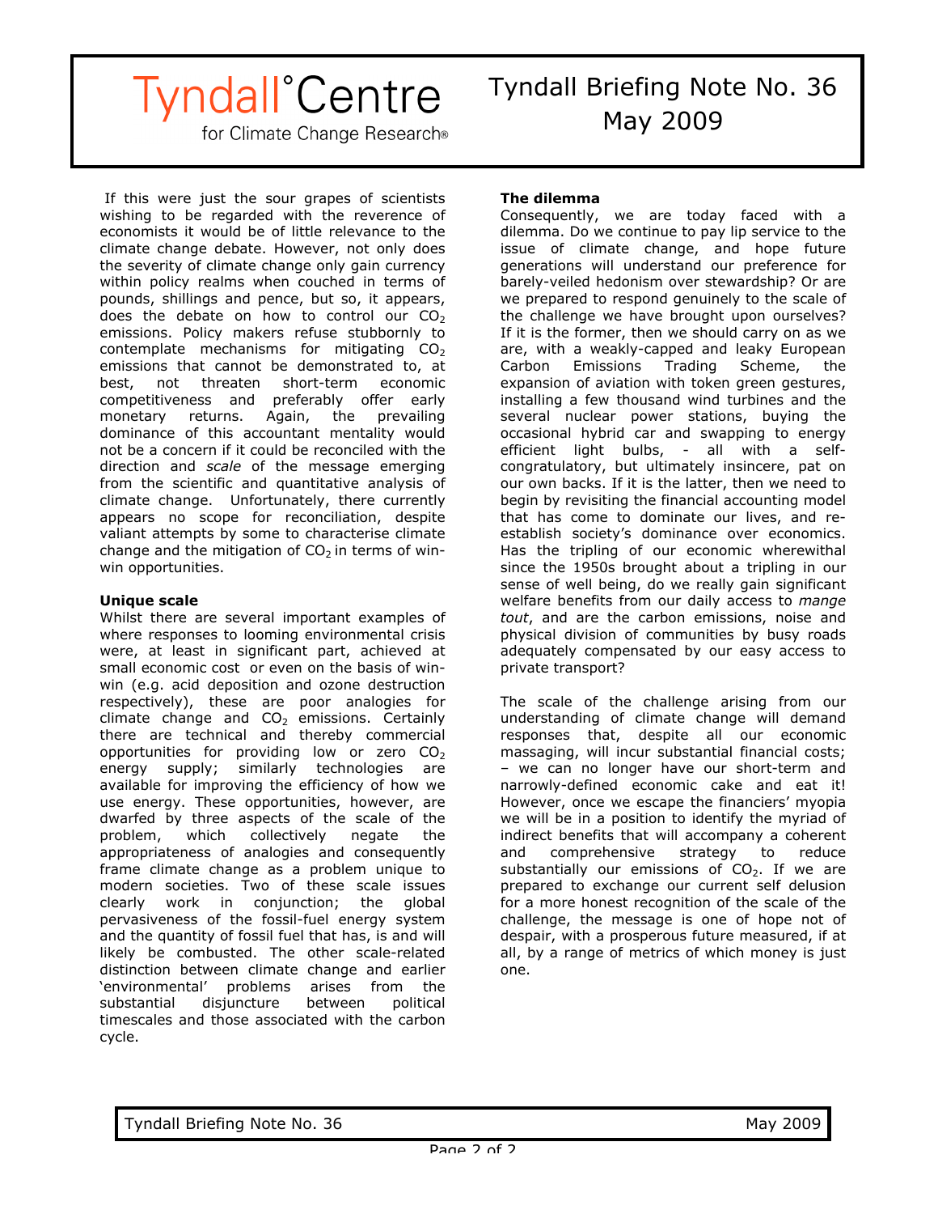If this were just the sour grapes of scientists wishing to be regarded with the reverence of economists it would be of little relevance to the climate change debate. However, not only does the severity of climate change only gain currency within policy realms when couched in terms of pounds, shillings and pence, but so, it appears, does the debate on how to control our $CO_2$ emissions. Policy makers refuse stubbornly to contemplate mechanisms for mitigating $CO_2$ emissions that cannot be demonstrated to, at best, not threaten short-term economic competitiveness and preferably offer early monetary returns. Again, the prevailing dominance of this accountant mentality would not be a concern if it could be reconciled with the direction and *scale* of the message emerging from the scientific and quantitative analysis of climate change. Unfortunately, there currently appears no scope for reconciliation, despite valiant attempts by some to characterise climate change and the mitigation of $CO_2$ in terms of win-win opportunities.

**Unique scale**

Whilst there are several important examples of where responses to looming environmental crisis were, at least in significant part, achieved at small economic cost or even on the basis of win-win (e.g. acid deposition and ozone destruction respectively), these are poor analogies for climate change and $CO_2$ emissions. Certainly there are technical and thereby commercial opportunities for providing low or zero $CO_2$ energy supply; similarly technologies are available for improving the efficiency of how we use energy. These opportunities, however, are dwarfed by three aspects of the scale of the problem, which collectively negate the appropriateness of analogies and consequently frame climate change as a problem unique to modern societies. Two of these scale issues clearly work in conjunction; the global pervasiveness of the fossil-fuel energy system and the quantity of fossil fuel that has, is and will likely be combusted. The other scale-related distinction between climate change and earlier 'environmental' problems arises from the substantial disjuncture between political timescales and those associated with the carbon cycle.

**The dilemma**

Consequently, we are today faced with a dilemma. Do we continue to pay lip service to the issue of climate change, and hope future generations will understand our preference for barely-veiled hedonism over stewardship? Or are we prepared to respond genuinely to the scale of the challenge we have brought upon ourselves? If it is the former, then we should carry on as we are, with a weakly-capped and leaky European Carbon Emissions Trading Scheme, the expansion of aviation with token green gestures, installing a few thousand wind turbines and the several nuclear power stations, buying the occasional hybrid car and swapping to energy efficient light bulbs, - all with a self-congratulatory, but ultimately insincere, pat on our own backs. If it is the latter, then we need to begin by revisiting the financial accounting model that has come to dominate our lives, and re-establish society's dominance over economics. Has the tripling of our economic wherewithal since the 1950s brought about a tripling in our sense of well being, do we really gain significant welfare benefits from our daily access to *mange tout*, and are the carbon emissions, noise and physical division of communities by busy roads adequately compensated by our easy access to private transport?

The scale of the challenge arising from our understanding of climate change will demand responses that, despite all our economic massaging, will incur substantial financial costs; – we can no longer have our short-term and narrowly-defined economic cake and eat it! However, once we escape the financiers' myopia we will be in a position to identify the myriad of indirect benefits that will accompany a coherent and comprehensive strategy to reduce substantially our emissions of $CO_2$. If we are prepared to exchange our current self delusion for a more honest recognition of the scale of the challenge, the message is one of hope not of despair, with a prosperous future measured, if at all, by a range of metrics of which money is just one.